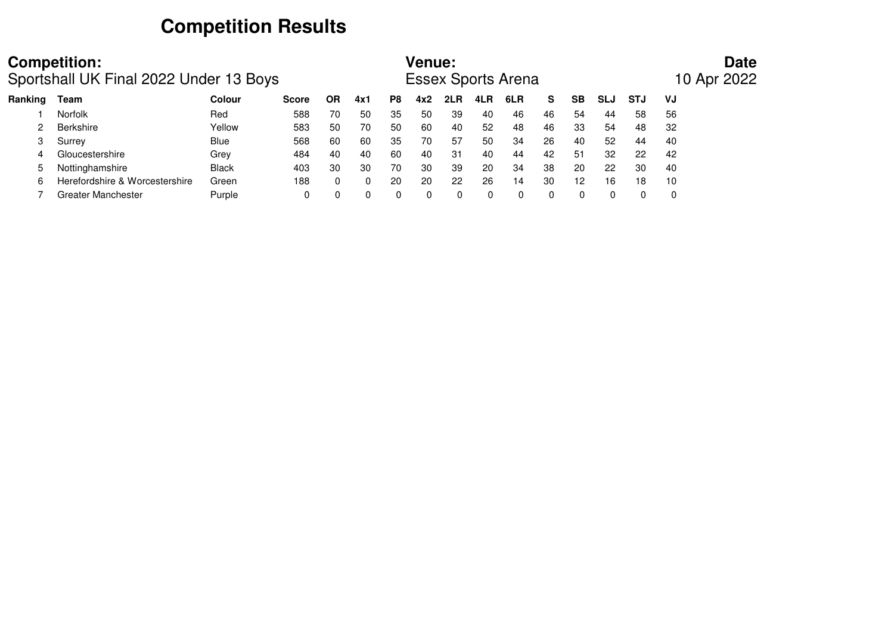# Competition Results

**Competition:**
Sportshall UK Final 2022 Under 13 Boys

**Venue:**
Essex Sports Arena

**Date**
10 Apr 2022

| Ranking | Team | Colour | Score | OR | 4x1 | P8 | 4x2 | 2LR | 4LR | 6LR | S | SB | SLJ | STJ | VJ |
|---|---|---|---|---|---|---|---|---|---|---|---|---|---|---|---|
| 1 | Norfolk | Red | 588 | 70 | 50 | 35 | 50 | 39 | 40 | 46 | 46 | 54 | 44 | 58 | 56 |
| 2 | Berkshire | Yellow | 583 | 50 | 70 | 50 | 60 | 40 | 52 | 48 | 46 | 33 | 54 | 48 | 32 |
| 3 | Surrey | Blue | 568 | 60 | 60 | 35 | 70 | 57 | 50 | 34 | 26 | 40 | 52 | 44 | 40 |
| 4 | Gloucestershire | Grey | 484 | 40 | 40 | 60 | 40 | 31 | 40 | 44 | 42 | 51 | 32 | 22 | 42 |
| 5 | Nottinghamshire | Black | 403 | 30 | 30 | 70 | 30 | 39 | 20 | 34 | 38 | 20 | 22 | 30 | 40 |
| 6 | Herefordshire & Worcestershire | Green | 188 | 0 | 0 | 20 | 20 | 22 | 26 | 14 | 30 | 12 | 16 | 18 | 10 |
| 7 | Greater Manchester | Purple | 0 | 0 | 0 | 0 | 0 | 0 | 0 | 0 | 0 | 0 | 0 | 0 | 0 |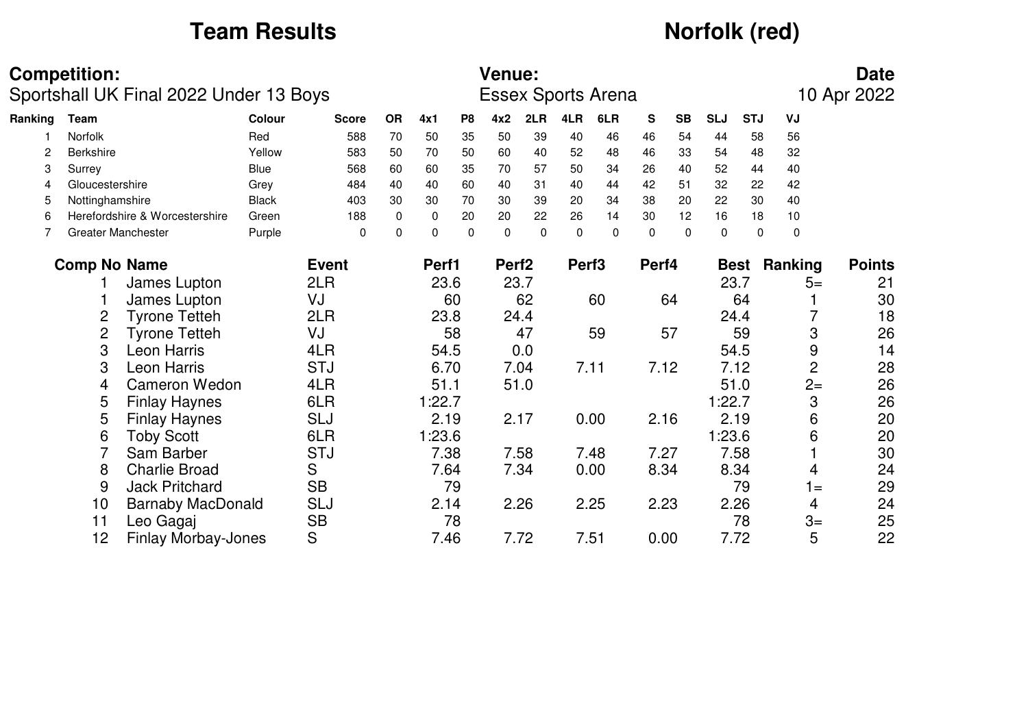# Team Results

# Norfolk (red)

**Competition:**
Sportshall UK Final 2022 Under 13 Boys

**Venue:**
Essex Sports Arena

**Date**
10 Apr 2022

| Ranking | Team | Colour | Score | OR | 4x1 | P8 | 4x2 | 2LR | 4LR | 6LR | S | SB | SLJ | STJ | VJ |
|---|---|---|---|---|---|---|---|---|---|---|---|---|---|---|---|
| 1 | Norfolk | Red | 588 | 70 | 50 | 35 | 50 | 39 | 40 | 46 | 46 | 54 | 44 | 58 | 56 |
| 2 | Berkshire | Yellow | 583 | 50 | 70 | 50 | 60 | 40 | 52 | 48 | 46 | 33 | 54 | 48 | 32 |
| 3 | Surrey | Blue | 568 | 60 | 60 | 35 | 70 | 57 | 50 | 34 | 26 | 40 | 52 | 44 | 40 |
| 4 | Gloucestershire | Grey | 484 | 40 | 40 | 60 | 40 | 31 | 40 | 44 | 42 | 51 | 32 | 22 | 42 |
| 5 | Nottinghamshire | Black | 403 | 30 | 30 | 70 | 30 | 39 | 20 | 34 | 38 | 20 | 22 | 30 | 40 |
| 6 | Herefordshire & Worcestershire | Green | 188 | 0 | 0 | 20 | 20 | 22 | 26 | 14 | 30 | 12 | 16 | 18 | 10 |
| 7 | Greater Manchester | Purple | 0 | 0 | 0 | 0 | 0 | 0 | 0 | 0 | 0 | 0 | 0 | 0 | 0 |

| Comp No | Name | Event | Perf1 | Perf2 | Perf3 | Perf4 | Best | Ranking | Points |
|---|---|---|---|---|---|---|---|---|---|
| 1 | James Lupton | 2LR | 23.6 | 23.7 | | | 23.7 | 5= | 21 |
| 1 | James Lupton | VJ | 60 | 62 | 60 | 64 | 64 | 1 | 30 |
| 2 | Tyrone Tetteh | 2LR | 23.8 | 24.4 | | | 24.4 | 7 | 18 |
| 2 | Tyrone Tetteh | VJ | 58 | 47 | 59 | 57 | 59 | 3 | 26 |
| 3 | Leon Harris | 4LR | 54.5 | 0.0 | | | 54.5 | 9 | 14 |
| 3 | Leon Harris | STJ | 6.70 | 7.04 | 7.11 | 7.12 | 7.12 | 2 | 28 |
| 4 | Cameron Wedon | 4LR | 51.1 | 51.0 | | | 51.0 | 2= | 26 |
| 5 | Finlay Haynes | 6LR | 1:22.7 | | | | 1:22.7 | 3 | 26 |
| 5 | Finlay Haynes | SLJ | 2.19 | 2.17 | 0.00 | 2.16 | 2.19 | 6 | 20 |
| 6 | Toby Scott | 6LR | 1:23.6 | | | | 1:23.6 | 6 | 20 |
| 7 | Sam Barber | STJ | 7.38 | 7.58 | 7.48 | 7.27 | 7.58 | 1 | 30 |
| 8 | Charlie Broad | S | 7.64 | 7.34 | 0.00 | 8.34 | 8.34 | 4 | 24 |
| 9 | Jack Pritchard | SB | 79 | | | | 79 | 1= | 29 |
| 10 | Barnaby MacDonald | SLJ | 2.14 | 2.26 | 2.25 | 2.23 | 2.26 | 4 | 24 |
| 11 | Leo Gagaj | SB | 78 | | | | 78 | 3= | 25 |
| 12 | Finlay Morbay-Jones | S | 7.46 | 7.72 | 7.51 | 0.00 | 7.72 | 5 | 22 |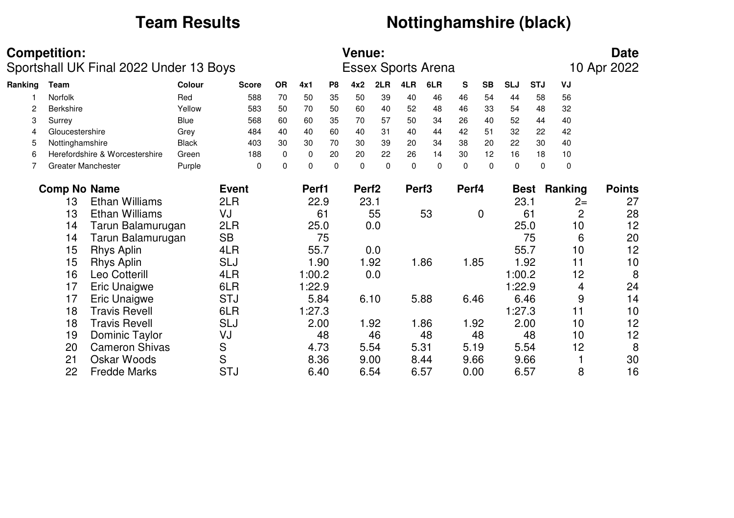# Team Results

# Nottinghamshire (black)

**Competition:**
Sportshall UK Final 2022 Under 13 Boys

**Venue:**
Essex Sports Arena

**Date**
10 Apr 2022

| Ranking | Team | Colour | Score | OR | 4x1 | P8 | 4x2 | 2LR | 4LR | 6LR | S | SB | SLJ | STJ | VJ |
|---|---|---|---|---|---|---|---|---|---|---|---|---|---|---|---|
| 1 | Norfolk | Red | 588 | 70 | 50 | 35 | 50 | 39 | 40 | 46 | 46 | 54 | 44 | 58 | 56 |
| 2 | Berkshire | Yellow | 583 | 50 | 70 | 50 | 60 | 40 | 52 | 48 | 46 | 33 | 54 | 48 | 32 |
| 3 | Surrey | Blue | 568 | 60 | 60 | 35 | 70 | 57 | 50 | 34 | 26 | 40 | 52 | 44 | 40 |
| 4 | Gloucestershire | Grey | 484 | 40 | 40 | 60 | 40 | 31 | 40 | 44 | 42 | 51 | 32 | 22 | 42 |
| 5 | Nottinghamshire | Black | 403 | 30 | 30 | 70 | 30 | 39 | 20 | 34 | 38 | 20 | 22 | 30 | 40 |
| 6 | Herefordshire & Worcestershire | Green | 188 | 0 | 0 | 20 | 20 | 22 | 26 | 14 | 30 | 12 | 16 | 18 | 10 |
| 7 | Greater Manchester | Purple | 0 | 0 | 0 | 0 | 0 | 0 | 0 | 0 | 0 | 0 | 0 | 0 | 0 |

| Comp No | Name | Event | Perf1 | Perf2 | Perf3 | Perf4 | Best | Ranking | Points |
|---|---|---|---|---|---|---|---|---|---|
| 13 | Ethan Williams | 2LR | 22.9 | 23.1 | | | 23.1 | 2= | 27 |
| 13 | Ethan Williams | VJ | 61 | 55 | 53 | 0 | 61 | 2 | 28 |
| 14 | Tarun Balamurugan | 2LR | 25.0 | 0.0 | | | 25.0 | 10 | 12 |
| 14 | Tarun Balamurugan | SB | 75 | | | | 75 | 6 | 20 |
| 15 | Rhys Aplin | 4LR | 55.7 | 0.0 | | | 55.7 | 10 | 12 |
| 15 | Rhys Aplin | SLJ | 1.90 | 1.92 | 1.86 | 1.85 | 1.92 | 11 | 10 |
| 16 | Leo Cotterill | 4LR | 1:00.2 | 0.0 | | | 1:00.2 | 12 | 8 |
| 17 | Eric Unaigwe | 6LR | 1:22.9 | | | | 1:22.9 | 4 | 24 |
| 17 | Eric Unaigwe | STJ | 5.84 | 6.10 | 5.88 | 6.46 | 6.46 | 9 | 14 |
| 18 | Travis Revell | 6LR | 1:27.3 | | | | 1:27.3 | 11 | 10 |
| 18 | Travis Revell | SLJ | 2.00 | 1.92 | 1.86 | 1.92 | 2.00 | 10 | 12 |
| 19 | Dominic Taylor | VJ | 48 | 46 | 48 | 48 | 48 | 10 | 12 |
| 20 | Cameron Shivas | S | 4.73 | 5.54 | 5.31 | 5.19 | 5.54 | 12 | 8 |
| 21 | Oskar Woods | S | 8.36 | 9.00 | 8.44 | 9.66 | 9.66 | 1 | 30 |
| 22 | Fredde Marks | STJ | 6.40 | 6.54 | 6.57 | 0.00 | 6.57 | 8 | 16 |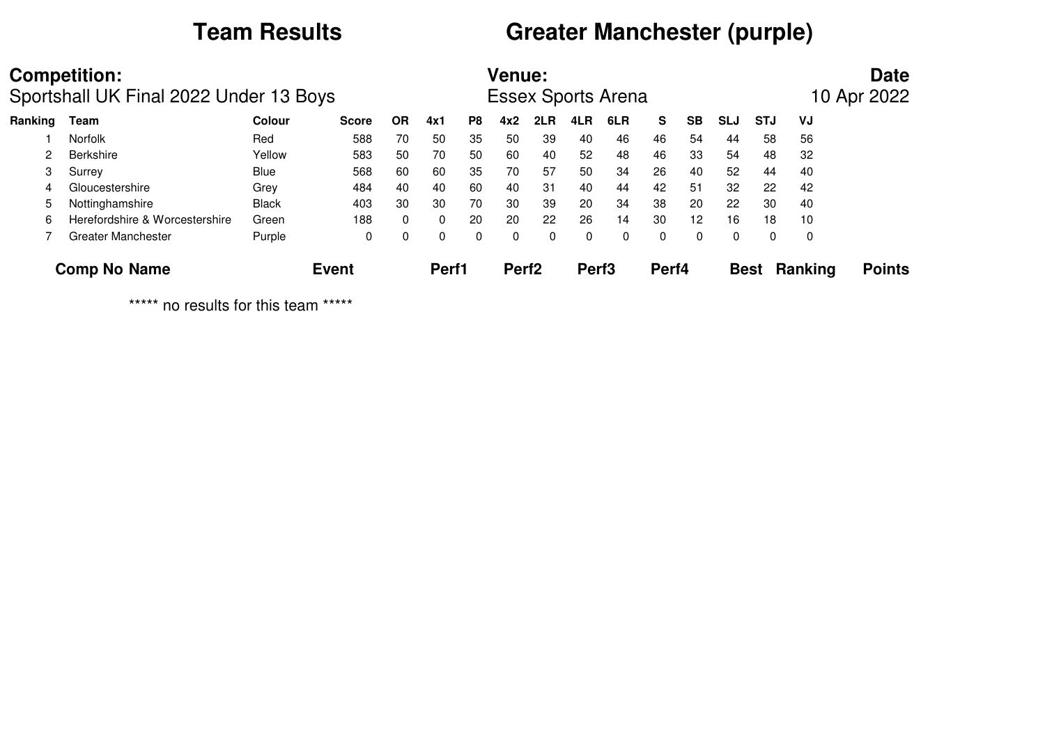# Team Results

# Greater Manchester (purple)

**Competition:**
Sportshall UK Final 2022 Under 13 Boys

**Venue:**
Essex Sports Arena

**Date**
10 Apr 2022

| Ranking | Team | Colour | Score | OR | 4x1 | P8 | 4x2 | 2LR | 4LR | 6LR | S | SB | SLJ | STJ | VJ |
|---|---|---|---|---|---|---|---|---|---|---|---|---|---|---|---|
| 1 | Norfolk | Red | 588 | 70 | 50 | 35 | 50 | 39 | 40 | 46 | 46 | 54 | 44 | 58 | 56 |
| 2 | Berkshire | Yellow | 583 | 50 | 70 | 50 | 60 | 40 | 52 | 48 | 46 | 33 | 54 | 48 | 32 |
| 3 | Surrey | Blue | 568 | 60 | 60 | 35 | 70 | 57 | 50 | 34 | 26 | 40 | 52 | 44 | 40 |
| 4 | Gloucestershire | Grey | 484 | 40 | 40 | 60 | 40 | 31 | 40 | 44 | 42 | 51 | 32 | 22 | 42 |
| 5 | Nottinghamshire | Black | 403 | 30 | 30 | 70 | 30 | 39 | 20 | 34 | 38 | 20 | 22 | 30 | 40 |
| 6 | Herefordshire & Worcestershire | Green | 188 | 0 | 0 | 20 | 20 | 22 | 26 | 14 | 30 | 12 | 16 | 18 | 10 |
| 7 | Greater Manchester | Purple | 0 | 0 | 0 | 0 | 0 | 0 | 0 | 0 | 0 | 0 | 0 | 0 | 0 |

| Comp No | Name | Event | Perf1 | Perf2 | Perf3 | Perf4 | Best | Ranking | Points |
|---|---|---|---|---|---|---|---|---|---|

***** no results for this team *****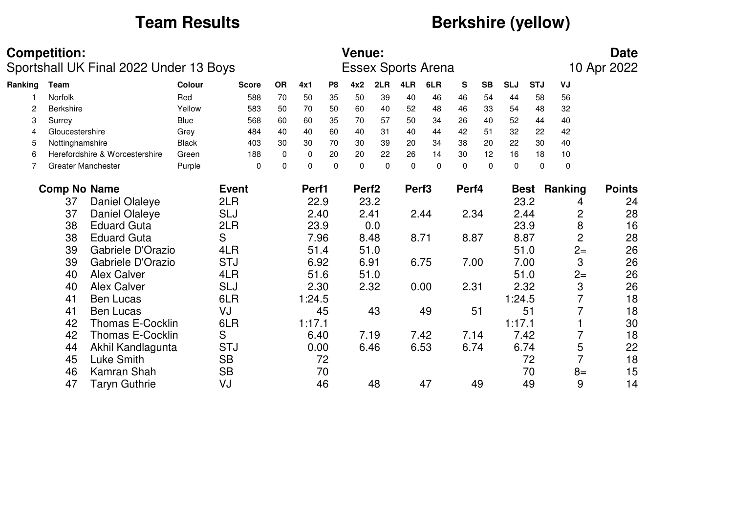# Team Results

# Berkshire (yellow)

**Competition:**
Sportshall UK Final 2022 Under 13 Boys

**Venue:**
Essex Sports Arena

**Date**
10 Apr 2022

| Ranking | Team | Colour | Score | OR | 4x1 | P8 | 4x2 | 2LR | 4LR | 6LR | S | SB | SLJ | STJ | VJ |
|---|---|---|---|---|---|---|---|---|---|---|---|---|---|---|---|
| 1 | Norfolk | Red | 588 | 70 | 50 | 35 | 50 | 39 | 40 | 46 | 46 | 54 | 44 | 58 | 56 |
| 2 | Berkshire | Yellow | 583 | 50 | 70 | 50 | 60 | 40 | 52 | 48 | 46 | 33 | 54 | 48 | 32 |
| 3 | Surrey | Blue | 568 | 60 | 60 | 35 | 70 | 57 | 50 | 34 | 26 | 40 | 52 | 44 | 40 |
| 4 | Gloucestershire | Grey | 484 | 40 | 40 | 60 | 40 | 31 | 40 | 44 | 42 | 51 | 32 | 22 | 42 |
| 5 | Nottinghamshire | Black | 403 | 30 | 30 | 70 | 30 | 39 | 20 | 34 | 38 | 20 | 22 | 30 | 40 |
| 6 | Herefordshire & Worcestershire | Green | 188 | 0 | 0 | 20 | 20 | 22 | 26 | 14 | 30 | 12 | 16 | 18 | 10 |
| 7 | Greater Manchester | Purple | 0 | 0 | 0 | 0 | 0 | 0 | 0 | 0 | 0 | 0 | 0 | 0 | 0 |

| Comp No | Name | Event | Perf1 | Perf2 | Perf3 | Perf4 | Best | Ranking | Points |
|---|---|---|---|---|---|---|---|---|---|
| 37 | Daniel Olaleye | 2LR | 22.9 | 23.2 | | | 23.2 | 4 | 24 |
| 37 | Daniel Olaleye | SLJ | 2.40 | 2.41 | 2.44 | 2.34 | 2.44 | 2 | 28 |
| 38 | Eduard Guta | 2LR | 23.9 | 0.0 | | | 23.9 | 8 | 16 |
| 38 | Eduard Guta | S | 7.96 | 8.48 | 8.71 | 8.87 | 8.87 | 2 | 28 |
| 39 | Gabriele D'Orazio | 4LR | 51.4 | 51.0 | | | 51.0 | 2= | 26 |
| 39 | Gabriele D'Orazio | STJ | 6.92 | 6.91 | 6.75 | 7.00 | 7.00 | 3 | 26 |
| 40 | Alex Calver | 4LR | 51.6 | 51.0 | | | 51.0 | 2= | 26 |
| 40 | Alex Calver | SLJ | 2.30 | 2.32 | 0.00 | 2.31 | 2.32 | 3 | 26 |
| 41 | Ben Lucas | 6LR | 1:24.5 | | | | 1:24.5 | 7 | 18 |
| 41 | Ben Lucas | VJ | 45 | 43 | 49 | 51 | 51 | 7 | 18 |
| 42 | Thomas E-Cocklin | 6LR | 1:17.1 | | | | 1:17.1 | 1 | 30 |
| 42 | Thomas E-Cocklin | S | 6.40 | 7.19 | 7.42 | 7.14 | 7.42 | 7 | 18 |
| 44 | Akhil Kandlagunta | STJ | 0.00 | 6.46 | 6.53 | 6.74 | 6.74 | 5 | 22 |
| 45 | Luke Smith | SB | 72 | | | | 72 | 7 | 18 |
| 46 | Kamran Shah | SB | 70 | | | | 70 | 8= | 15 |
| 47 | Taryn Guthrie | VJ | 46 | 48 | 47 | 49 | 49 | 9 | 14 |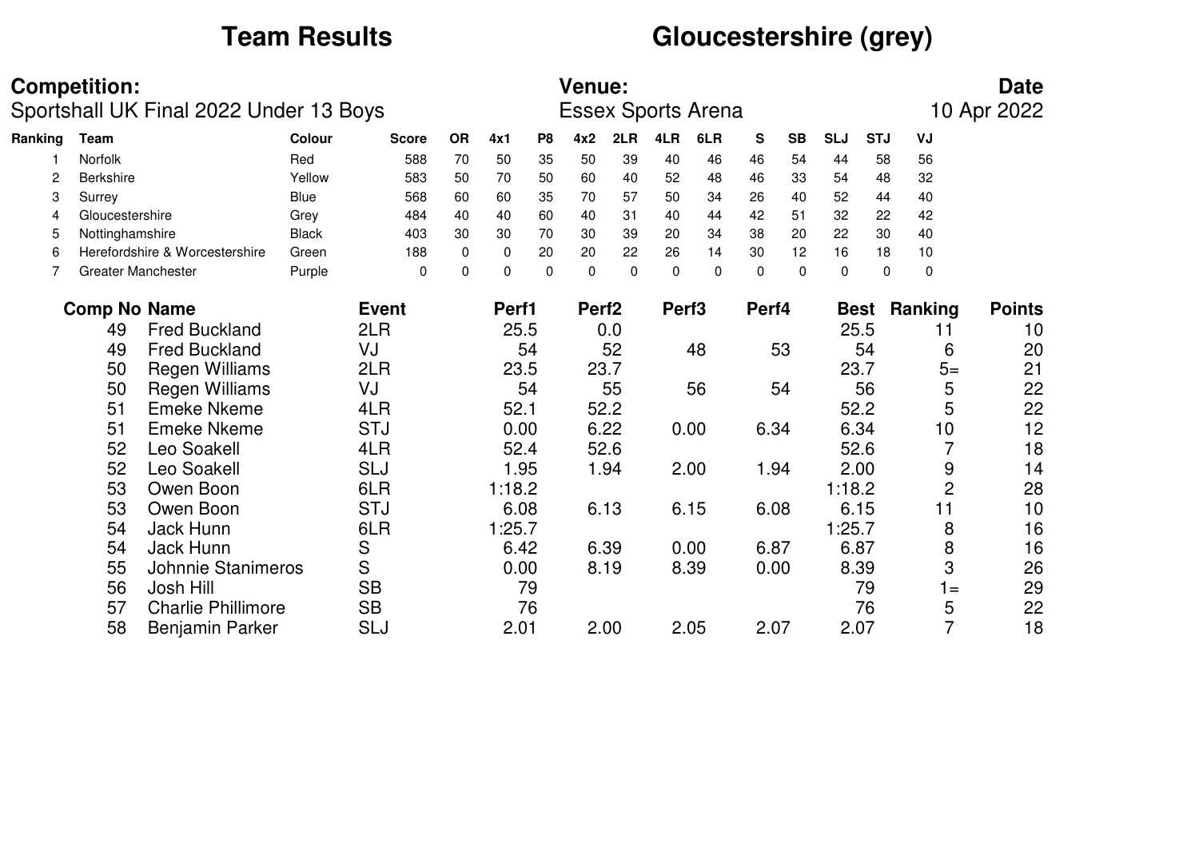# Team Results

# Gloucestershire (grey)

**Competition:**
Sportshall UK Final 2022 Under 13 Boys

**Venue:**
Essex Sports Arena

**Date**
10 Apr 2022

| Ranking | Team | Colour | Score | OR | 4x1 | P8 | 4x2 | 2LR | 4LR | 6LR | S | SB | SLJ | STJ | VJ |
|---|---|---|---|---|---|---|---|---|---|---|---|---|---|---|---|
| 1 | Norfolk | Red | 588 | 70 | 50 | 35 | 50 | 39 | 40 | 46 | 46 | 54 | 44 | 58 | 56 |
| 2 | Berkshire | Yellow | 583 | 50 | 70 | 50 | 60 | 40 | 52 | 48 | 46 | 33 | 54 | 48 | 32 |
| 3 | Surrey | Blue | 568 | 60 | 60 | 35 | 70 | 57 | 50 | 34 | 26 | 40 | 52 | 44 | 40 |
| 4 | Gloucestershire | Grey | 484 | 40 | 40 | 60 | 40 | 31 | 40 | 44 | 42 | 51 | 32 | 22 | 42 |
| 5 | Nottinghamshire | Black | 403 | 30 | 30 | 70 | 30 | 39 | 20 | 34 | 38 | 20 | 22 | 30 | 40 |
| 6 | Herefordshire & Worcestershire | Green | 188 | 0 | 0 | 20 | 20 | 22 | 26 | 14 | 30 | 12 | 16 | 18 | 10 |
| 7 | Greater Manchester | Purple | 0 | 0 | 0 | 0 | 0 | 0 | 0 | 0 | 0 | 0 | 0 | 0 | 0 |

| Comp No | Name | Event | Perf1 | Perf2 | Perf3 | Perf4 | Best | Ranking | Points |
|---|---|---|---|---|---|---|---|---|---|
| 49 | Fred Buckland | 2LR | 25.5 | 0.0 | | | 25.5 | 11 | 10 |
| 49 | Fred Buckland | VJ | 54 | 52 | 48 | 53 | 54 | 6 | 20 |
| 50 | Regen Williams | 2LR | 23.5 | 23.7 | | | 23.7 | 5= | 21 |
| 50 | Regen Williams | VJ | 54 | 55 | 56 | 54 | 56 | 5 | 22 |
| 51 | Emeke Nkeme | 4LR | 52.1 | 52.2 | | | 52.2 | 5 | 22 |
| 51 | Emeke Nkeme | STJ | 0.00 | 6.22 | 0.00 | 6.34 | 6.34 | 10 | 12 |
| 52 | Leo Soakell | 4LR | 52.4 | 52.6 | | | 52.6 | 7 | 18 |
| 52 | Leo Soakell | SLJ | 1.95 | 1.94 | 2.00 | 1.94 | 2.00 | 9 | 14 |
| 53 | Owen Boon | 6LR | 1:18.2 | | | | 1:18.2 | 2 | 28 |
| 53 | Owen Boon | STJ | 6.08 | 6.13 | 6.15 | 6.08 | 6.15 | 11 | 10 |
| 54 | Jack Hunn | 6LR | 1:25.7 | | | | 1:25.7 | 8 | 16 |
| 54 | Jack Hunn | S | 6.42 | 6.39 | 0.00 | 6.87 | 6.87 | 8 | 16 |
| 55 | Johnnie Stanimeros | S | 0.00 | 8.19 | 8.39 | 0.00 | 8.39 | 3 | 26 |
| 56 | Josh Hill | SB | 79 | | | | 79 | 1= | 29 |
| 57 | Charlie Phillimore | SB | 76 | | | | 76 | 5 | 22 |
| 58 | Benjamin Parker | SLJ | 2.01 | 2.00 | 2.05 | 2.07 | 2.07 | 7 | 18 |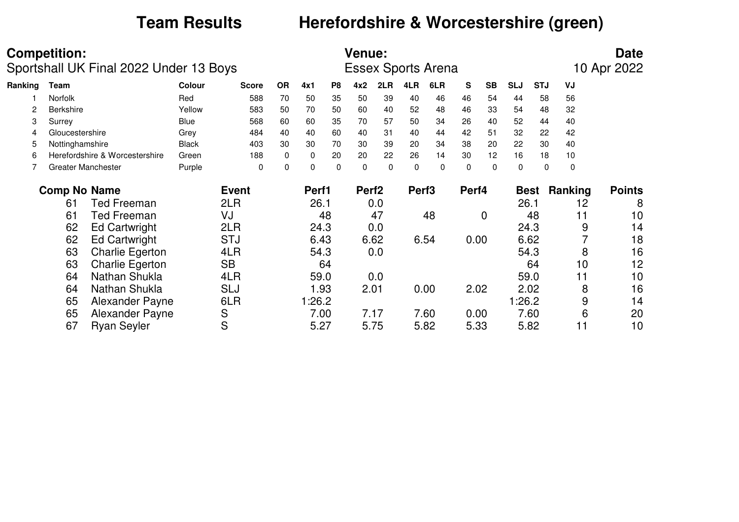# Team Results Herefordshire & Worcestershire (green)

**Competition:**
Sportshall UK Final 2022 Under 13 Boys

**Venue:**
Essex Sports Arena

**Date**
10 Apr 2022

| Ranking | Team | Colour | Score | OR | 4x1 | P8 | 4x2 | 2LR | 4LR | 6LR | S | SB | SLJ | STJ | VJ |
|---|---|---|---|---|---|---|---|---|---|---|---|---|---|---|---|
| 1 | Norfolk | Red | 588 | 70 | 50 | 35 | 50 | 39 | 40 | 46 | 46 | 54 | 44 | 58 | 56 |
| 2 | Berkshire | Yellow | 583 | 50 | 70 | 50 | 60 | 40 | 52 | 48 | 46 | 33 | 54 | 48 | 32 |
| 3 | Surrey | Blue | 568 | 60 | 60 | 35 | 70 | 57 | 50 | 34 | 26 | 40 | 52 | 44 | 40 |
| 4 | Gloucestershire | Grey | 484 | 40 | 40 | 60 | 40 | 31 | 40 | 44 | 42 | 51 | 32 | 22 | 42 |
| 5 | Nottinghamshire | Black | 403 | 30 | 30 | 70 | 30 | 39 | 20 | 34 | 38 | 20 | 22 | 30 | 40 |
| 6 | Herefordshire & Worcestershire | Green | 188 | 0 | 0 | 20 | 20 | 22 | 26 | 14 | 30 | 12 | 16 | 18 | 10 |
| 7 | Greater Manchester | Purple | 0 | 0 | 0 | 0 | 0 | 0 | 0 | 0 | 0 | 0 | 0 | 0 | 0 |

| Comp No | Name | Event | Perf1 | Perf2 | Perf3 | Perf4 | Best | Ranking | Points |
|---|---|---|---|---|---|---|---|---|---|
| 61 | Ted Freeman | 2LR | 26.1 | 0.0 | | | 26.1 | 12 | 8 |
| 61 | Ted Freeman | VJ | 48 | 47 | 48 | 0 | 48 | 11 | 10 |
| 62 | Ed Cartwright | 2LR | 24.3 | 0.0 | | | 24.3 | 9 | 14 |
| 62 | Ed Cartwright | STJ | 6.43 | 6.62 | 6.54 | 0.00 | 6.62 | 7 | 18 |
| 63 | Charlie Egerton | 4LR | 54.3 | 0.0 | | | 54.3 | 8 | 16 |
| 63 | Charlie Egerton | SB | 64 | | | | 64 | 10 | 12 |
| 64 | Nathan Shukla | 4LR | 59.0 | 0.0 | | | 59.0 | 11 | 10 |
| 64 | Nathan Shukla | SLJ | 1.93 | 2.01 | 0.00 | 2.02 | 2.02 | 8 | 16 |
| 65 | Alexander Payne | 6LR | 1:26.2 | | | | 1:26.2 | 9 | 14 |
| 65 | Alexander Payne | S | 7.00 | 7.17 | 7.60 | 0.00 | 7.60 | 6 | 20 |
| 67 | Ryan Seyler | S | 5.27 | 5.75 | 5.82 | 5.33 | 5.82 | 11 | 10 |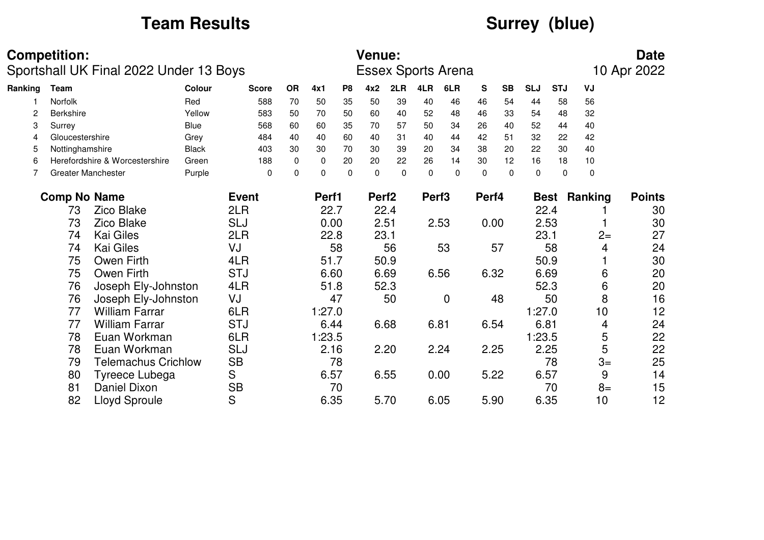# Team Results

## Surrey (blue)

**Competition:**
Sportshall UK Final 2022 Under 13 Boys

**Venue:**
Essex Sports Arena

**Date**
10 Apr 2022

| Ranking | Team | Colour | Score | OR | 4x1 | P8 | 4x2 | 2LR | 4LR | 6LR | S | SB | SLJ | STJ | VJ |
|---|---|---|---|---|---|---|---|---|---|---|---|---|---|---|---|
| 1 | Norfolk | Red | 588 | 70 | 50 | 35 | 50 | 39 | 40 | 46 | 46 | 54 | 44 | 58 | 56 |
| 2 | Berkshire | Yellow | 583 | 50 | 70 | 50 | 60 | 40 | 52 | 48 | 46 | 33 | 54 | 48 | 32 |
| 3 | Surrey | Blue | 568 | 60 | 60 | 35 | 70 | 57 | 50 | 34 | 26 | 40 | 52 | 44 | 40 |
| 4 | Gloucestershire | Grey | 484 | 40 | 40 | 60 | 40 | 31 | 40 | 44 | 42 | 51 | 32 | 22 | 42 |
| 5 | Nottinghamshire | Black | 403 | 30 | 30 | 70 | 30 | 39 | 20 | 34 | 38 | 20 | 22 | 30 | 40 |
| 6 | Herefordshire & Worcestershire | Green | 188 | 0 | 0 | 20 | 20 | 22 | 26 | 14 | 30 | 12 | 16 | 18 | 10 |
| 7 | Greater Manchester | Purple | 0 | 0 | 0 | 0 | 0 | 0 | 0 | 0 | 0 | 0 | 0 | 0 | 0 |

| Comp No | Name | Event | Perf1 | Perf2 | Perf3 | Perf4 | Best | Ranking | Points |
|---|---|---|---|---|---|---|---|---|---|
| 73 | Zico Blake | 2LR | 22.7 | 22.4 | | | 22.4 | 1 | 30 |
| 73 | Zico Blake | SLJ | 0.00 | 2.51 | 2.53 | 0.00 | 2.53 | 1 | 30 |
| 74 | Kai Giles | 2LR | 22.8 | 23.1 | | | 23.1 | 2= | 27 |
| 74 | Kai Giles | VJ | 58 | 56 | 53 | 57 | 58 | 4 | 24 |
| 75 | Owen Firth | 4LR | 51.7 | 50.9 | | | 50.9 | 1 | 30 |
| 75 | Owen Firth | STJ | 6.60 | 6.69 | 6.56 | 6.32 | 6.69 | 6 | 20 |
| 76 | Joseph Ely-Johnston | 4LR | 51.8 | 52.3 | | | 52.3 | 6 | 20 |
| 76 | Joseph Ely-Johnston | VJ | 47 | 50 | 0 | 48 | 50 | 8 | 16 |
| 77 | William Farrar | 6LR | 1:27.0 | | | | 1:27.0 | 10 | 12 |
| 77 | William Farrar | STJ | 6.44 | 6.68 | 6.81 | 6.54 | 6.81 | 4 | 24 |
| 78 | Euan Workman | 6LR | 1:23.5 | | | | 1:23.5 | 5 | 22 |
| 78 | Euan Workman | SLJ | 2.16 | 2.20 | 2.24 | 2.25 | 2.25 | 5 | 22 |
| 79 | Telemachus Crichlow | SB | 78 | | | | 78 | 3= | 25 |
| 80 | Tyreece Lubega | S | 6.57 | 6.55 | 0.00 | 5.22 | 6.57 | 9 | 14 |
| 81 | Daniel Dixon | SB | 70 | | | | 70 | 8= | 15 |
| 82 | Lloyd Sproule | S | 6.35 | 5.70 | 6.05 | 5.90 | 6.35 | 10 | 12 |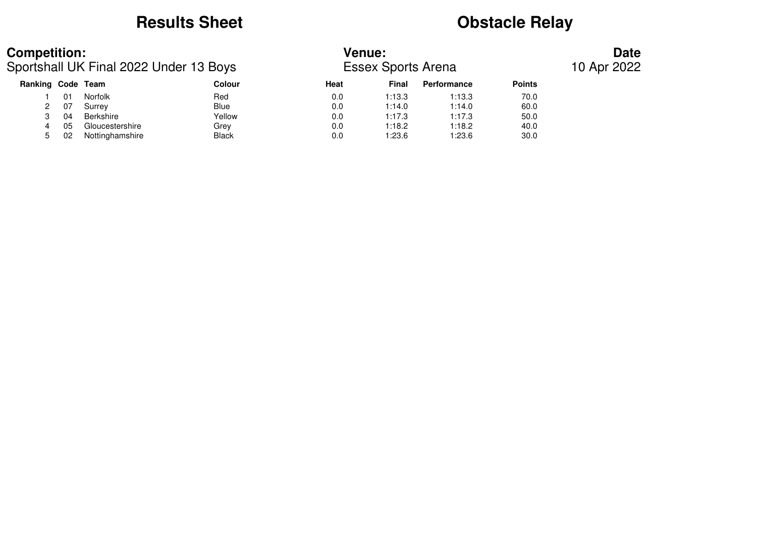# Results Sheet

# Obstacle Relay

**Competition:**
Sportshall UK Final 2022 Under 13 Boys

**Venue:**
Essex Sports Arena

**Date**
10 Apr 2022

| Ranking | Code | Team | Colour | Heat | Final | Performance | Points |
|---|---|---|---|---|---|---|---|
| 1 | 01 | Norfolk | Red | 0.0 | 1:13.3 | 1:13.3 | 70.0 |
| 2 | 07 | Surrey | Blue | 0.0 | 1:14.0 | 1:14.0 | 60.0 |
| 3 | 04 | Berkshire | Yellow | 0.0 | 1:17.3 | 1:17.3 | 50.0 |
| 4 | 05 | Gloucestershire | Grey | 0.0 | 1:18.2 | 1:18.2 | 40.0 |
| 5 | 02 | Nottinghamshire | Black | 0.0 | 1:23.6 | 1:23.6 | 30.0 |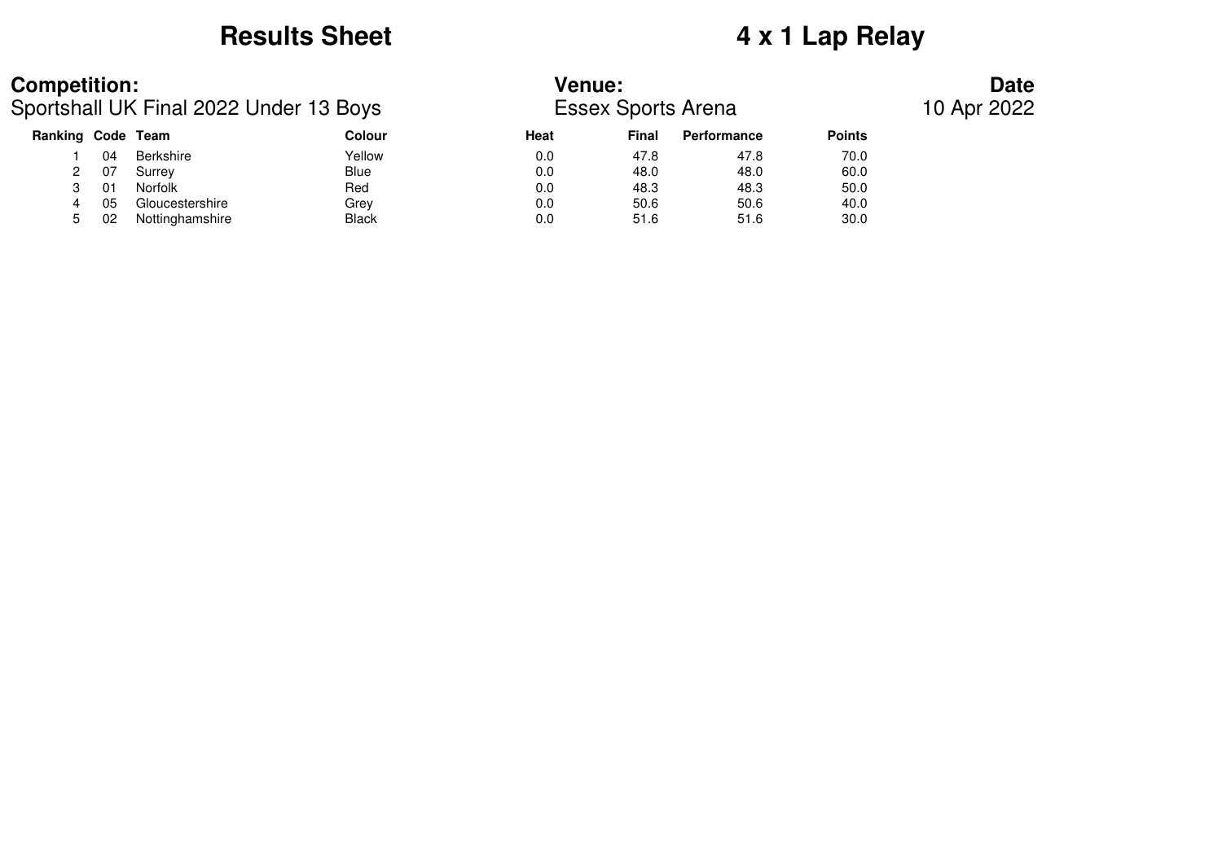# Results Sheet

# 4 x 1 Lap Relay

**Competition:**
Sportshall UK Final 2022 Under 13 Boys

**Venue:**
Essex Sports Arena

**Date**
10 Apr 2022

| Ranking | Code | Team | Colour | Heat | Final | Performance | Points |
|---|---|---|---|---|---|---|---|
| 1 | 04 | Berkshire | Yellow | 0.0 | 47.8 | 47.8 | 70.0 |
| 2 | 07 | Surrey | Blue | 0.0 | 48.0 | 48.0 | 60.0 |
| 3 | 01 | Norfolk | Red | 0.0 | 48.3 | 48.3 | 50.0 |
| 4 | 05 | Gloucestershire | Grey | 0.0 | 50.6 | 50.6 | 40.0 |
| 5 | 02 | Nottinghamshire | Black | 0.0 | 51.6 | 51.6 | 30.0 |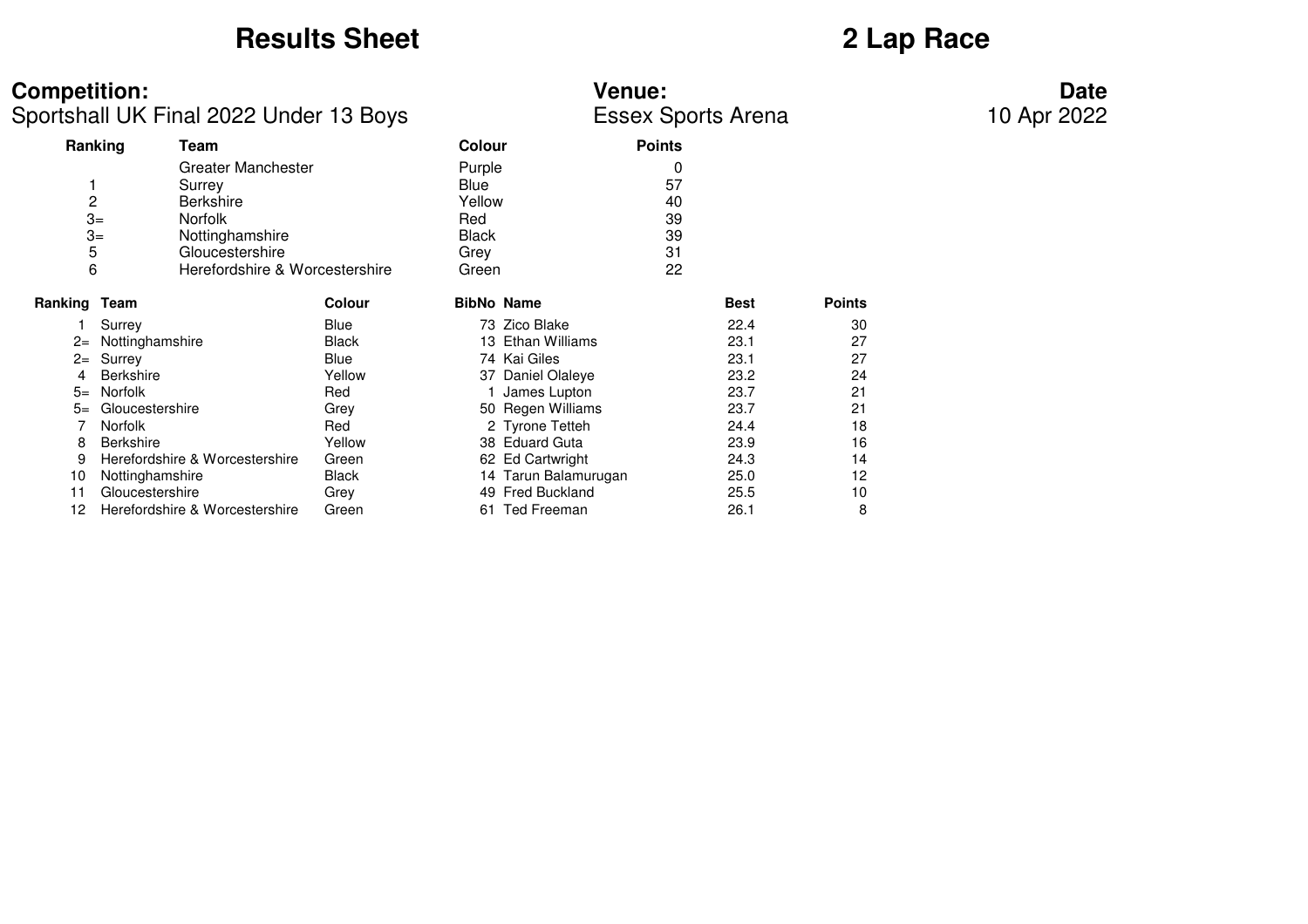# Results Sheet

# 2 Lap Race

**Competition:**
Sportshall UK Final 2022 Under 13 Boys

**Venue:**
Essex Sports Arena

**Date**
10 Apr 2022

| Ranking | Team | Colour | Points |
|---|---|---|---|
| | Greater Manchester | Purple | 0 |
| 1 | Surrey | Blue | 57 |
| 2 | Berkshire | Yellow | 40 |
| 3= | Norfolk | Red | 39 |
| 3= | Nottinghamshire | Black | 39 |
| 5 | Gloucestershire | Grey | 31 |
| 6 | Herefordshire & Worcestershire | Green | 22 |

| Ranking | Team | Colour | BibNo | Name | Best | Points |
|---|---|---|---|---|---|---|
| 1 | Surrey | Blue | 73 | Zico Blake | 22.4 | 30 |
| 2= | Nottinghamshire | Black | 13 | Ethan Williams | 23.1 | 27 |
| 2= | Surrey | Blue | 74 | Kai Giles | 23.1 | 27 |
| 4 | Berkshire | Yellow | 37 | Daniel Olaleye | 23.2 | 24 |
| 5= | Norfolk | Red | 1 | James Lupton | 23.7 | 21 |
| 5= | Gloucestershire | Grey | 50 | Regen Williams | 23.7 | 21 |
| 7 | Norfolk | Red | 2 | Tyrone Tetteh | 24.4 | 18 |
| 8 | Berkshire | Yellow | 38 | Eduard Guta | 23.9 | 16 |
| 9 | Herefordshire & Worcestershire | Green | 62 | Ed Cartwright | 24.3 | 14 |
| 10 | Nottinghamshire | Black | 14 | Tarun Balamurugan | 25.0 | 12 |
| 11 | Gloucestershire | Grey | 49 | Fred Buckland | 25.5 | 10 |
| 12 | Herefordshire & Worcestershire | Green | 61 | Ted Freeman | 26.1 | 8 |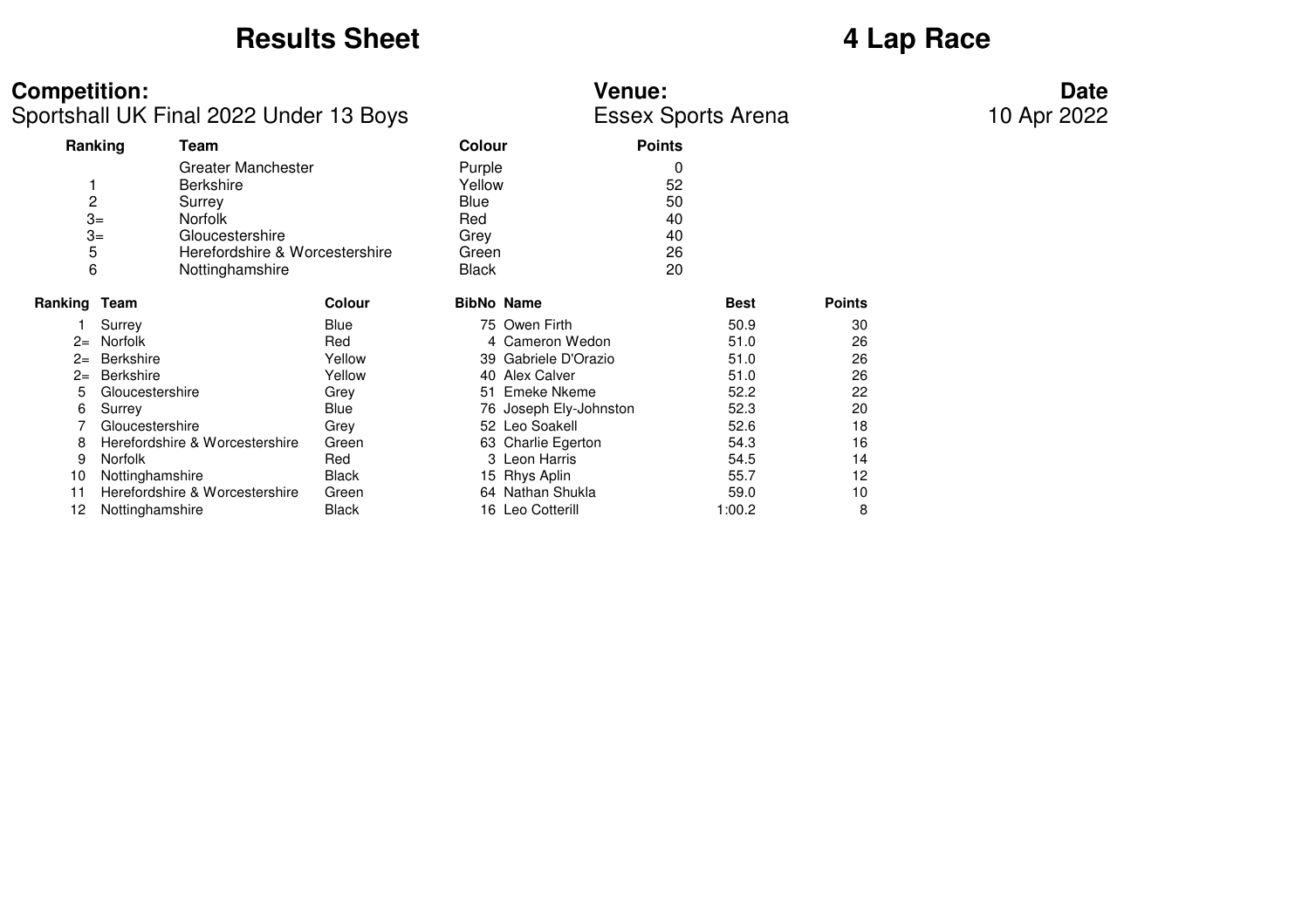# Results Sheet

# 4 Lap Race

**Competition:**
Sportshall UK Final 2022 Under 13 Boys

**Venue:**
Essex Sports Arena

**Date**
10 Apr 2022

| Ranking | Team | Colour | Points |
|---|---|---|---|
| | Greater Manchester | Purple | 0 |
| 1 | Berkshire | Yellow | 52 |
| 2 | Surrey | Blue | 50 |
| 3= | Norfolk | Red | 40 |
| 3= | Gloucestershire | Grey | 40 |
| 5 | Herefordshire & Worcestershire | Green | 26 |
| 6 | Nottinghamshire | Black | 20 |

| Ranking | Team | Colour | BibNo | Name | Best | Points |
|---|---|---|---|---|---|---|
| 1 | Surrey | Blue | 75 | Owen Firth | 50.9 | 30 |
| 2= | Norfolk | Red | 4 | Cameron Wedon | 51.0 | 26 |
| 2= | Berkshire | Yellow | 39 | Gabriele D'Orazio | 51.0 | 26 |
| 2= | Berkshire | Yellow | 40 | Alex Calver | 51.0 | 26 |
| 5 | Gloucestershire | Grey | 51 | Emeke Nkeme | 52.2 | 22 |
| 6 | Surrey | Blue | 76 | Joseph Ely-Johnston | 52.3 | 20 |
| 7 | Gloucestershire | Grey | 52 | Leo Soakell | 52.6 | 18 |
| 8 | Herefordshire & Worcestershire | Green | 63 | Charlie Egerton | 54.3 | 16 |
| 9 | Norfolk | Red | 3 | Leon Harris | 54.5 | 14 |
| 10 | Nottinghamshire | Black | 15 | Rhys Aplin | 55.7 | 12 |
| 11 | Herefordshire & Worcestershire | Green | 64 | Nathan Shukla | 59.0 | 10 |
| 12 | Nottinghamshire | Black | 16 | Leo Cotterill | 1:00.2 | 8 |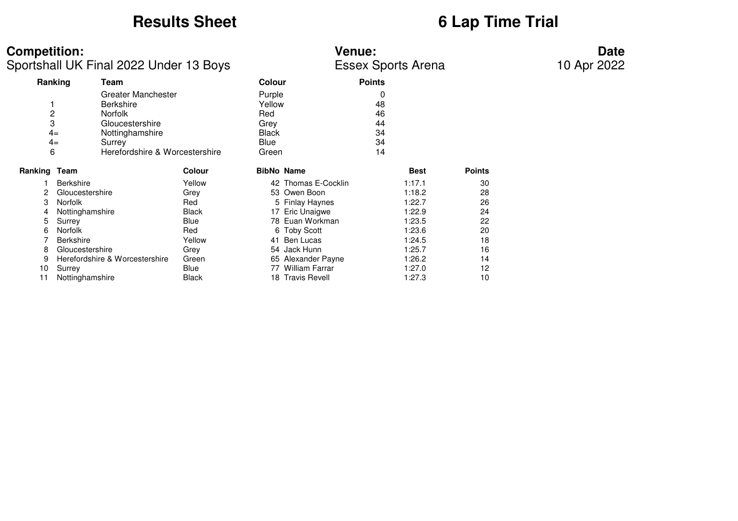# Results Sheet

# 6 Lap Time Trial

**Competition:**
Sportshall UK Final 2022 Under 13 Boys

**Venue:**
Essex Sports Arena

**Date**
10 Apr 2022

| Ranking | Team | Colour | Points |
|---|---|---|---|
| | Greater Manchester | Purple | 0 |
| 1 | Berkshire | Yellow | 48 |
| 2 | Norfolk | Red | 46 |
| 3 | Gloucestershire | Grey | 44 |
| 4= | Nottinghamshire | Black | 34 |
| 4= | Surrey | Blue | 34 |
| 6 | Herefordshire & Worcestershire | Green | 14 |

| Ranking | Team | Colour | BibNo | Name | Best | Points |
|---|---|---|---|---|---|---|
| 1 | Berkshire | Yellow | 42 | Thomas E-Cocklin | 1:17.1 | 30 |
| 2 | Gloucestershire | Grey | 53 | Owen Boon | 1:18.2 | 28 |
| 3 | Norfolk | Red | 5 | Finlay Haynes | 1:22.7 | 26 |
| 4 | Nottinghamshire | Black | 17 | Eric Unaigwe | 1:22.9 | 24 |
| 5 | Surrey | Blue | 78 | Euan Workman | 1:23.5 | 22 |
| 6 | Norfolk | Red | 6 | Toby Scott | 1:23.6 | 20 |
| 7 | Berkshire | Yellow | 41 | Ben Lucas | 1:24.5 | 18 |
| 8 | Gloucestershire | Grey | 54 | Jack Hunn | 1:25.7 | 16 |
| 9 | Herefordshire & Worcestershire | Green | 65 | Alexander Payne | 1:26.2 | 14 |
| 10 | Surrey | Blue | 77 | William Farrar | 1:27.0 | 12 |
| 11 | Nottinghamshire | Black | 18 | Travis Revell | 1:27.3 | 10 |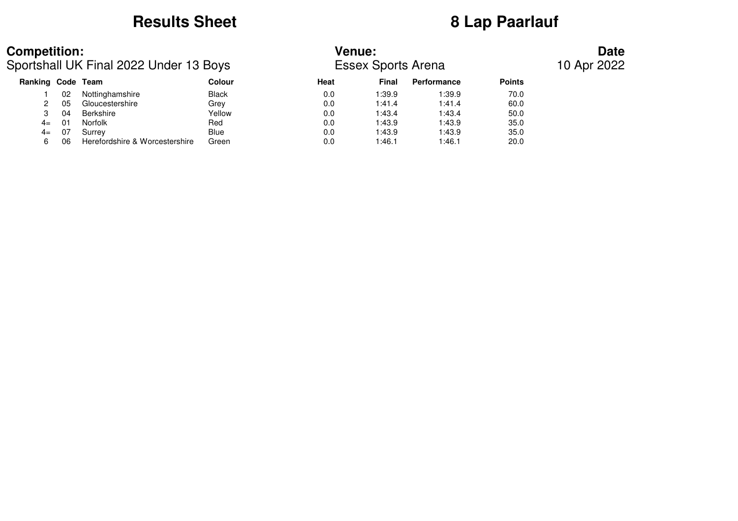# Results Sheet

# 8 Lap Paarlauf

**Competition:**
Sportshall UK Final 2022 Under 13 Boys

**Venue:**
Essex Sports Arena

**Date**
10 Apr 2022

| Ranking | Code | Team | Colour | Heat | Final | Performance | Points |
|---|---|---|---|---|---|---|---|
| 1 | 02 | Nottinghamshire | Black | 0.0 | 1:39.9 | 1:39.9 | 70.0 |
| 2 | 05 | Gloucestershire | Grey | 0.0 | 1:41.4 | 1:41.4 | 60.0 |
| 3 | 04 | Berkshire | Yellow | 0.0 | 1:43.4 | 1:43.4 | 50.0 |
| 4= | 01 | Norfolk | Red | 0.0 | 1:43.9 | 1:43.9 | 35.0 |
| 4= | 07 | Surrey | Blue | 0.0 | 1:43.9 | 1:43.9 | 35.0 |
| 6 | 06 | Herefordshire & Worcestershire | Green | 0.0 | 1:46.1 | 1:46.1 | 20.0 |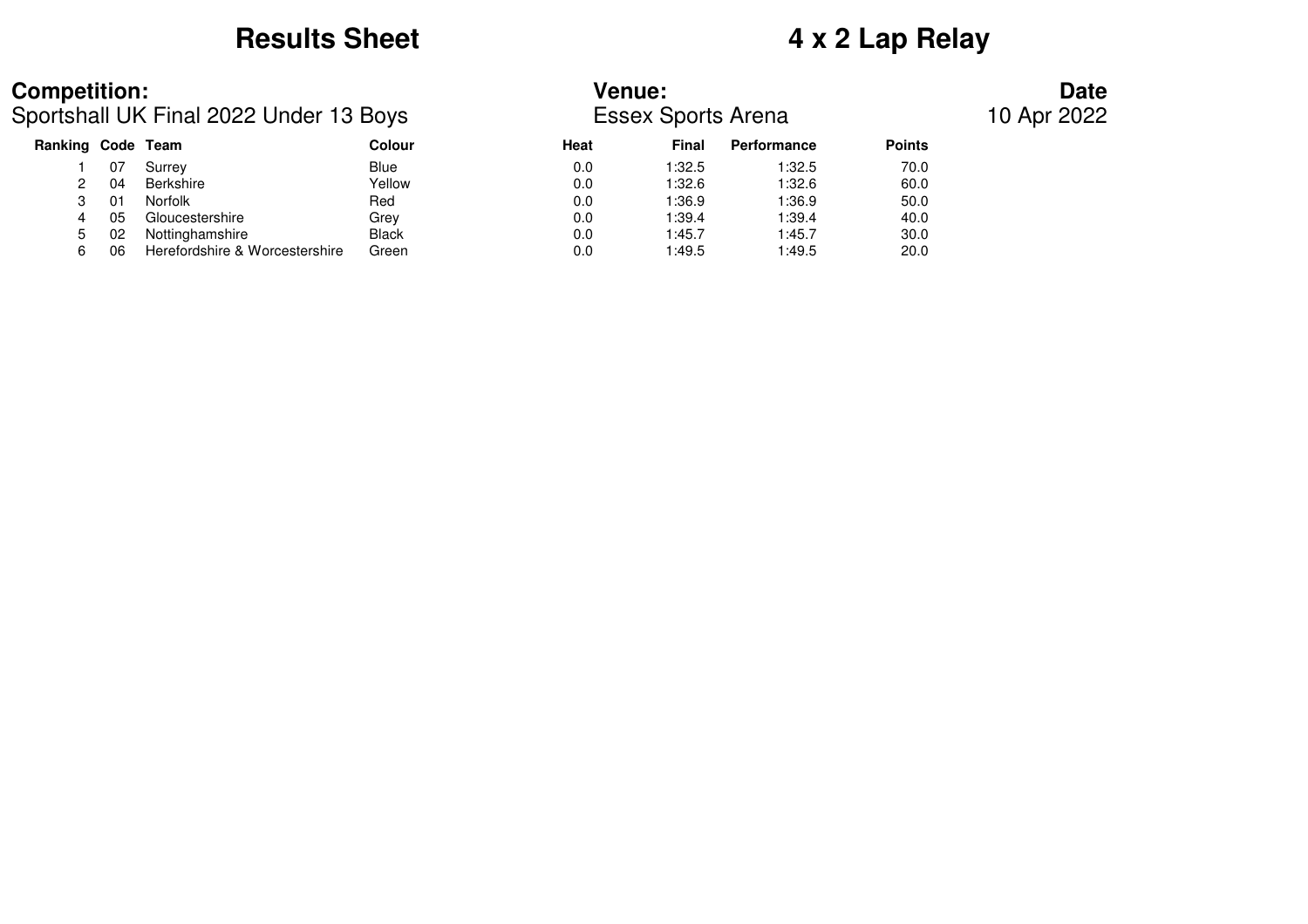# Results Sheet

# 4 x 2 Lap Relay

**Competition:**
Sportshall UK Final 2022 Under 13 Boys

**Venue:**
Essex Sports Arena

**Date**
10 Apr 2022

| Ranking | Code | Team | Colour | Heat | Final | Performance | Points |
|---|---|---|---|---|---|---|---|
| 1 | 07 | Surrey | Blue | 0.0 | 1:32.5 | 1:32.5 | 70.0 |
| 2 | 04 | Berkshire | Yellow | 0.0 | 1:32.6 | 1:32.6 | 60.0 |
| 3 | 01 | Norfolk | Red | 0.0 | 1:36.9 | 1:36.9 | 50.0 |
| 4 | 05 | Gloucestershire | Grey | 0.0 | 1:39.4 | 1:39.4 | 40.0 |
| 5 | 02 | Nottinghamshire | Black | 0.0 | 1:45.7 | 1:45.7 | 30.0 |
| 6 | 06 | Herefordshire & Worcestershire | Green | 0.0 | 1:49.5 | 1:49.5 | 20.0 |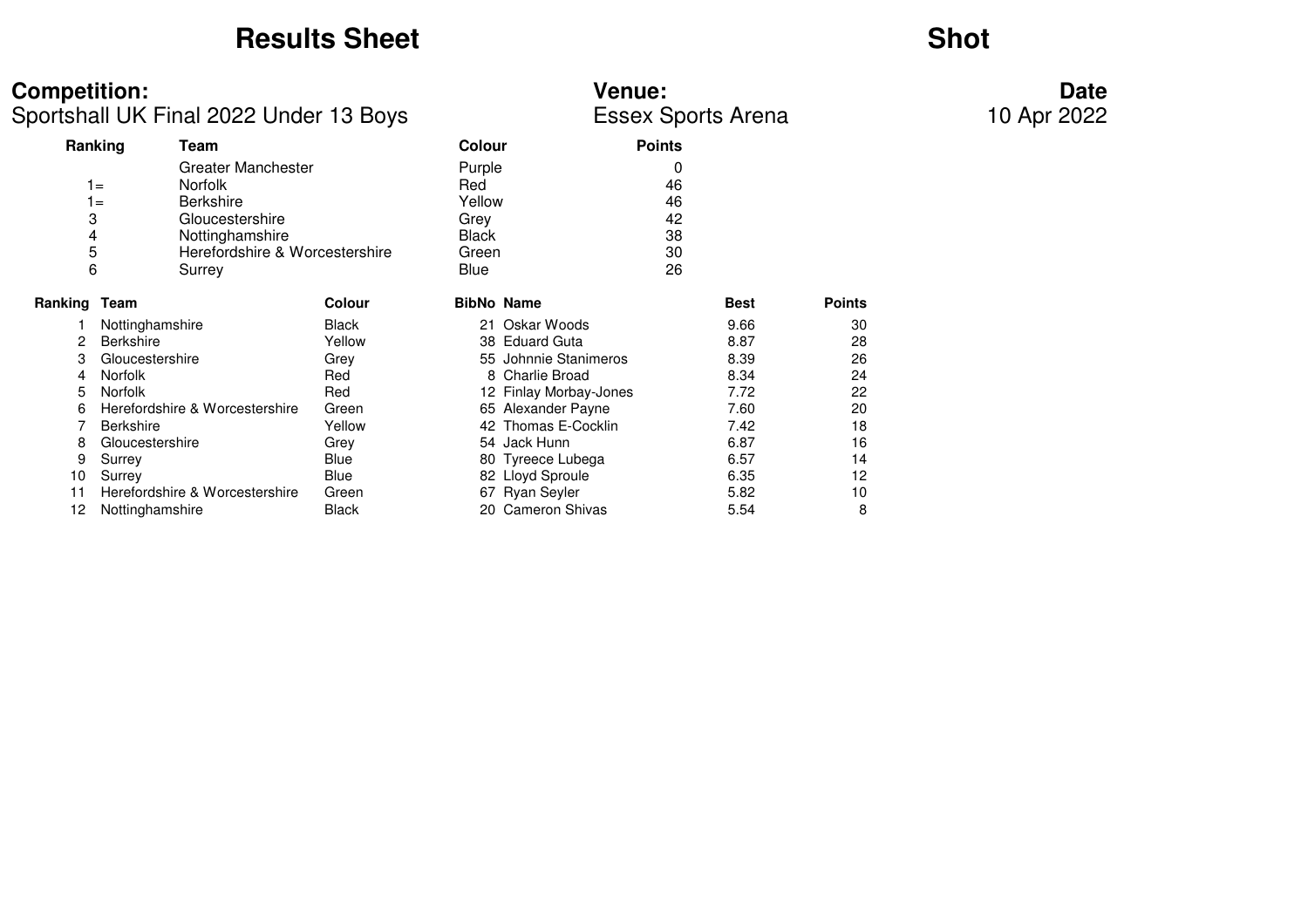# Results Sheet

# Shot

**Competition:**
Sportshall UK Final 2022 Under 13 Boys

**Venue:**
Essex Sports Arena

**Date**
10 Apr 2022

| Ranking | Team | Colour | Points |
|---|---|---|---|
| | Greater Manchester | Purple | 0 |
| 1= | Norfolk | Red | 46 |
| 1= | Berkshire | Yellow | 46 |
| 3 | Gloucestershire | Grey | 42 |
| 4 | Nottinghamshire | Black | 38 |
| 5 | Herefordshire & Worcestershire | Green | 30 |
| 6 | Surrey | Blue | 26 |

| Ranking | Team | Colour | BibNo | Name | Best | Points |
|---|---|---|---|---|---|---|
| 1 | Nottinghamshire | Black | 21 | Oskar Woods | 9.66 | 30 |
| 2 | Berkshire | Yellow | 38 | Eduard Guta | 8.87 | 28 |
| 3 | Gloucestershire | Grey | 55 | Johnnie Stanimeros | 8.39 | 26 |
| 4 | Norfolk | Red | 8 | Charlie Broad | 8.34 | 24 |
| 5 | Norfolk | Red | 12 | Finlay Morbay-Jones | 7.72 | 22 |
| 6 | Herefordshire & Worcestershire | Green | 65 | Alexander Payne | 7.60 | 20 |
| 7 | Berkshire | Yellow | 42 | Thomas E-Cocklin | 7.42 | 18 |
| 8 | Gloucestershire | Grey | 54 | Jack Hunn | 6.87 | 16 |
| 9 | Surrey | Blue | 80 | Tyreece Lubega | 6.57 | 14 |
| 10 | Surrey | Blue | 82 | Lloyd Sproule | 6.35 | 12 |
| 11 | Herefordshire & Worcestershire | Green | 67 | Ryan Seyler | 5.82 | 10 |
| 12 | Nottinghamshire | Black | 20 | Cameron Shivas | 5.54 | 8 |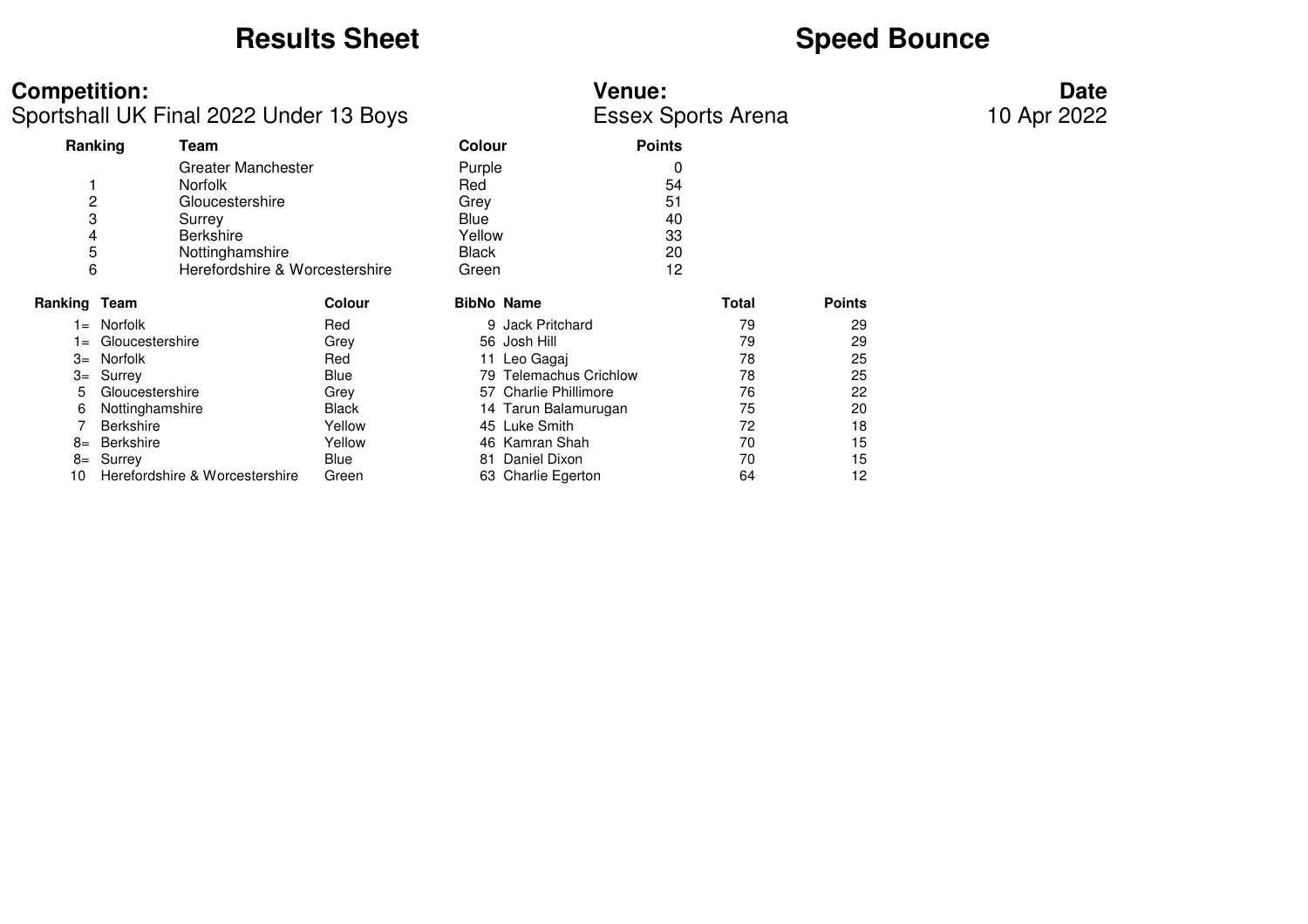# Results Sheet

# Speed Bounce

**Competition:**
Sportshall UK Final 2022 Under 13 Boys

**Venue:**
Essex Sports Arena

**Date**
10 Apr 2022

| Ranking | Team | Colour | Points |
|---|---|---|---|
| | Greater Manchester | Purple | 0 |
| 1 | Norfolk | Red | 54 |
| 2 | Gloucestershire | Grey | 51 |
| 3 | Surrey | Blue | 40 |
| 4 | Berkshire | Yellow | 33 |
| 5 | Nottinghamshire | Black | 20 |
| 6 | Herefordshire & Worcestershire | Green | 12 |

| Ranking | Team | Colour | BibNo | Name | Total | Points |
|---|---|---|---|---|---|---|
| 1= | Norfolk | Red | 9 | Jack Pritchard | 79 | 29 |
| 1= | Gloucestershire | Grey | 56 | Josh Hill | 79 | 29 |
| 3= | Norfolk | Red | 11 | Leo Gagaj | 78 | 25 |
| 3= | Surrey | Blue | 79 | Telemachus Crichlow | 78 | 25 |
| 5 | Gloucestershire | Grey | 57 | Charlie Phillimore | 76 | 22 |
| 6 | Nottinghamshire | Black | 14 | Tarun Balamurugan | 75 | 20 |
| 7 | Berkshire | Yellow | 45 | Luke Smith | 72 | 18 |
| 8= | Berkshire | Yellow | 46 | Kamran Shah | 70 | 15 |
| 8= | Surrey | Blue | 81 | Daniel Dixon | 70 | 15 |
| 10 | Herefordshire & Worcestershire | Green | 63 | Charlie Egerton | 64 | 12 |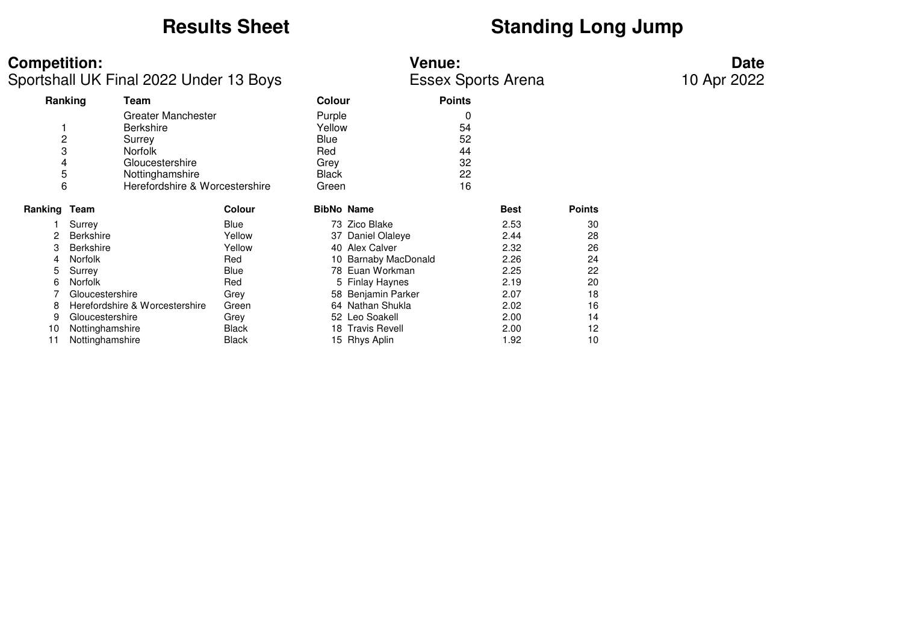# Results Sheet

# Standing Long Jump

**Competition:**
Sportshall UK Final 2022 Under 13 Boys

**Venue:**
Essex Sports Arena

**Date**
10 Apr 2022

| Ranking | Team | Colour | Points |
|---|---|---|---|
| | Greater Manchester | Purple | 0 |
| 1 | Berkshire | Yellow | 54 |
| 2 | Surrey | Blue | 52 |
| 3 | Norfolk | Red | 44 |
| 4 | Gloucestershire | Grey | 32 |
| 5 | Nottinghamshire | Black | 22 |
| 6 | Herefordshire & Worcestershire | Green | 16 |

| Ranking | Team | Colour | BibNo | Name | Best | Points |
|---|---|---|---|---|---|---|
| 1 | Surrey | Blue | 73 | Zico Blake | 2.53 | 30 |
| 2 | Berkshire | Yellow | 37 | Daniel Olaleye | 2.44 | 28 |
| 3 | Berkshire | Yellow | 40 | Alex Calver | 2.32 | 26 |
| 4 | Norfolk | Red | 10 | Barnaby MacDonald | 2.26 | 24 |
| 5 | Surrey | Blue | 78 | Euan Workman | 2.25 | 22 |
| 6 | Norfolk | Red | 5 | Finlay Haynes | 2.19 | 20 |
| 7 | Gloucestershire | Grey | 58 | Benjamin Parker | 2.07 | 18 |
| 8 | Herefordshire & Worcestershire | Green | 64 | Nathan Shukla | 2.02 | 16 |
| 9 | Gloucestershire | Grey | 52 | Leo Soakell | 2.00 | 14 |
| 10 | Nottinghamshire | Black | 18 | Travis Revell | 2.00 | 12 |
| 11 | Nottinghamshire | Black | 15 | Rhys Aplin | 1.92 | 10 |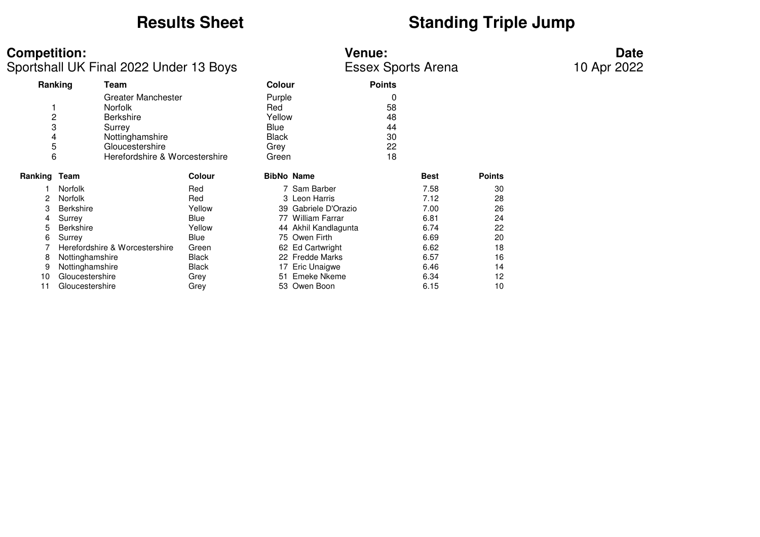# Results Sheet

# Standing Triple Jump

**Competition:**
Sportshall UK Final 2022 Under 13 Boys

**Venue:**
Essex Sports Arena

**Date**
10 Apr 2022

| Ranking | Team | Colour | Points |
|---|---|---|---|
| | Greater Manchester | Purple | 0 |
| 1 | Norfolk | Red | 58 |
| 2 | Berkshire | Yellow | 48 |
| 3 | Surrey | Blue | 44 |
| 4 | Nottinghamshire | Black | 30 |
| 5 | Gloucestershire | Grey | 22 |
| 6 | Herefordshire & Worcestershire | Green | 18 |

| Ranking | Team | Colour | BibNo | Name | Best | Points |
|---|---|---|---|---|---|---|
| 1 | Norfolk | Red | 7 | Sam Barber | 7.58 | 30 |
| 2 | Norfolk | Red | 3 | Leon Harris | 7.12 | 28 |
| 3 | Berkshire | Yellow | 39 | Gabriele D'Orazio | 7.00 | 26 |
| 4 | Surrey | Blue | 77 | William Farrar | 6.81 | 24 |
| 5 | Berkshire | Yellow | 44 | Akhil Kandlagunta | 6.74 | 22 |
| 6 | Surrey | Blue | 75 | Owen Firth | 6.69 | 20 |
| 7 | Herefordshire & Worcestershire | Green | 62 | Ed Cartwright | 6.62 | 18 |
| 8 | Nottinghamshire | Black | 22 | Fredde Marks | 6.57 | 16 |
| 9 | Nottinghamshire | Black | 17 | Eric Unaigwe | 6.46 | 14 |
| 10 | Gloucestershire | Grey | 51 | Emeke Nkeme | 6.34 | 12 |
| 11 | Gloucestershire | Grey | 53 | Owen Boon | 6.15 | 10 |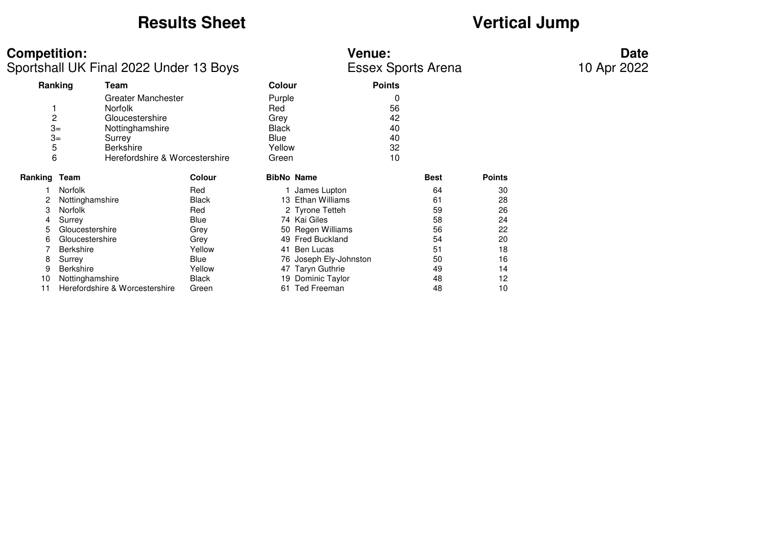# Results Sheet

# Vertical Jump

**Competition:**
Sportshall UK Final 2022 Under 13 Boys

**Venue:**
Essex Sports Arena

**Date**
10 Apr 2022

| Ranking | Team | Colour | Points |
|---|---|---|---|
| | Greater Manchester | Purple | 0 |
| 1 | Norfolk | Red | 56 |
| 2 | Gloucestershire | Grey | 42 |
| 3= | Nottinghamshire | Black | 40 |
| 3= | Surrey | Blue | 40 |
| 5 | Berkshire | Yellow | 32 |
| 6 | Herefordshire & Worcestershire | Green | 10 |

| Ranking | Team | Colour | BibNo | Name | Best | Points |
|---|---|---|---|---|---|---|
| 1 | Norfolk | Red | 1 | James Lupton | 64 | 30 |
| 2 | Nottinghamshire | Black | 13 | Ethan Williams | 61 | 28 |
| 3 | Norfolk | Red | 2 | Tyrone Tetteh | 59 | 26 |
| 4 | Surrey | Blue | 74 | Kai Giles | 58 | 24 |
| 5 | Gloucestershire | Grey | 50 | Regen Williams | 56 | 22 |
| 6 | Gloucestershire | Grey | 49 | Fred Buckland | 54 | 20 |
| 7 | Berkshire | Yellow | 41 | Ben Lucas | 51 | 18 |
| 8 | Surrey | Blue | 76 | Joseph Ely-Johnston | 50 | 16 |
| 9 | Berkshire | Yellow | 47 | Taryn Guthrie | 49 | 14 |
| 10 | Nottinghamshire | Black | 19 | Dominic Taylor | 48 | 12 |
| 11 | Herefordshire & Worcestershire | Green | 61 | Ted Freeman | 48 | 10 |